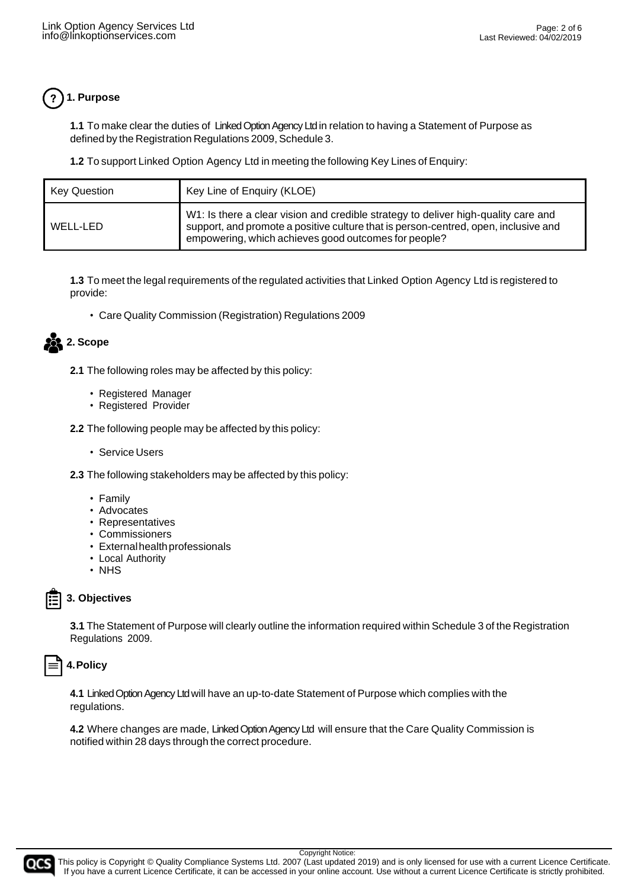## 1. Purpose

**1.1** To make clear the duties of Linked Option Agency Ltd in relation to having a Statement of Purpose as defined by the Registration Regulations 2009, Schedule 3.

**1.2** To support Linked Option Agency Ltd in meeting the following Key Lines of Enquiry:

| Key Question | Key Line of Enquiry (KLOE) |
| --- | --- |
| WELL-LED | W1: Is there a clear vision and credible strategy to deliver high-quality care and support, and promote a positive culture that is person-centred, open, inclusive and empowering, which achieves good outcomes for people? |

**1.3** To meet the legal requirements of the regulated activities that Linked Option Agency Ltd is registered to provide:

- Care Quality Commission (Registration) Regulations 2009

## 2. Scope

**2.1** The following roles may be affected by this policy:

- Registered Manager
- Registered Provider

**2.2** The following people may be affected by this policy:

- Service Users

**2.3** The following stakeholders may be affected by this policy:

- Family
- Advocates
- Representatives
- Commissioners
- External health professionals
- Local Authority
- NHS

## 3. Objectives

**3.1** The Statement of Purpose will clearly outline the information required within Schedule 3 of the Registration Regulations 2009.

## 4. Policy

**4.1** Linked Option Agency Ltd will have an up-to-date Statement of Purpose which complies with the regulations.

**4.2** Where changes are made, Linked Option Agency Ltd will ensure that the Care Quality Commission is notified within 28 days through the correct procedure.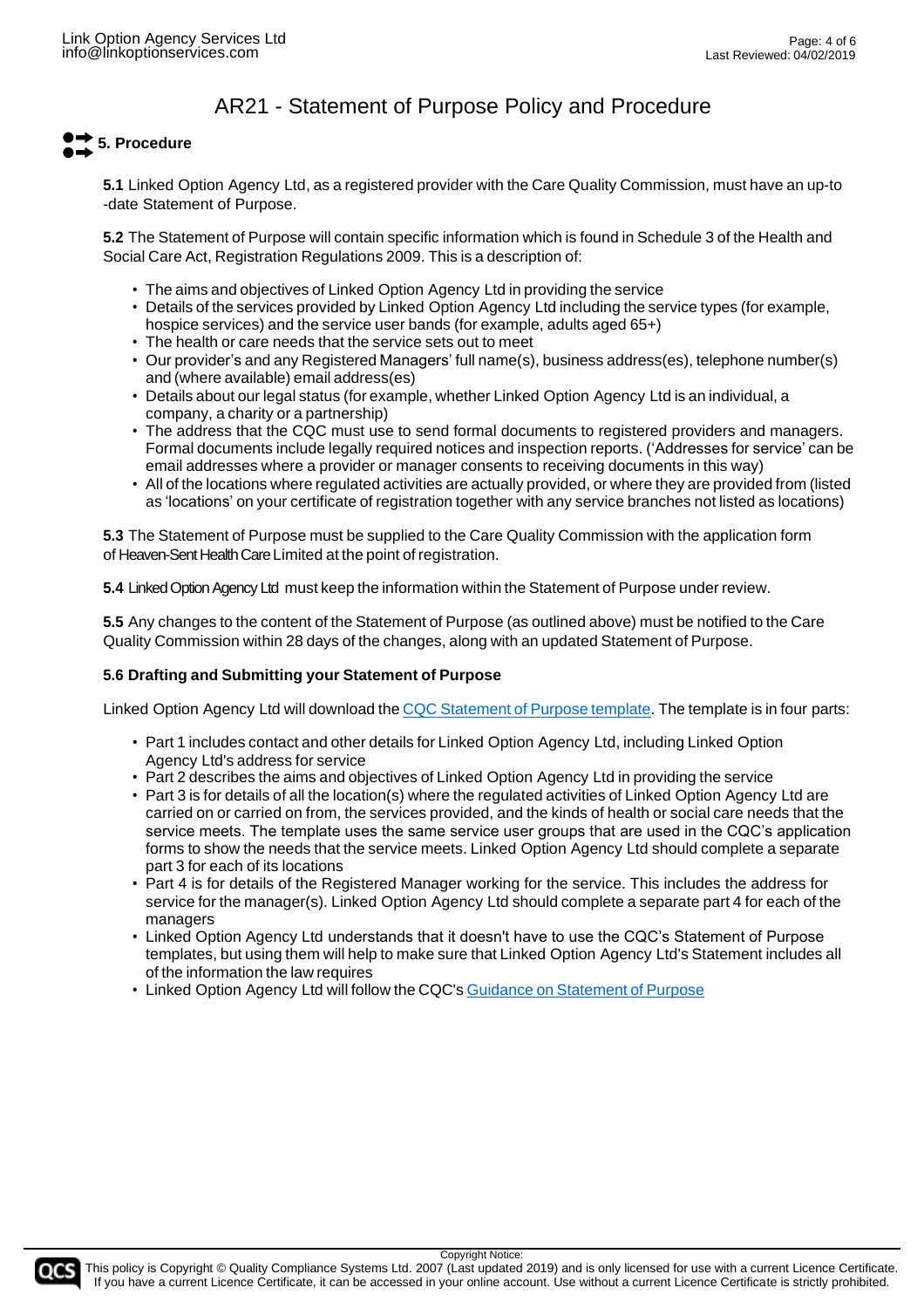# AR21 - Statement of Purpose Policy and Procedure

## 5. Procedure

**5.1** Linked Option Agency Ltd, as a registered provider with the Care Quality Commission, must have an up-to -date Statement of Purpose.

**5.2** The Statement of Purpose will contain specific information which is found in Schedule 3 of the Health and Social Care Act, Registration Regulations 2009. This is a description of:

- The aims and objectives of Linked Option Agency Ltd in providing the service
- Details of the services provided by Linked Option Agency Ltd including the service types (for example, hospice services) and the service user bands (for example, adults aged 65+)
- The health or care needs that the service sets out to meet
- Our provider's and any Registered Managers' full name(s), business address(es), telephone number(s) and (where available) email address(es)
- Details about our legal status (for example, whether Linked Option Agency Ltd is an individual, a company, a charity or a partnership)
- The address that the CQC must use to send formal documents to registered providers and managers. Formal documents include legally required notices and inspection reports. ('Addresses for service' can be email addresses where a provider or manager consents to receiving documents in this way)
- All of the locations where regulated activities are actually provided, or where they are provided from (listed as 'locations' on your certificate of registration together with any service branches not listed as locations)

**5.3** The Statement of Purpose must be supplied to the Care Quality Commission with the application form of Heaven-Sent Health Care Limited at the point of registration.

**5.4** Linked Option Agency Ltd must keep the information within the Statement of Purpose under review.

**5.5** Any changes to the content of the Statement of Purpose (as outlined above) must be notified to the Care Quality Commission within 28 days of the changes, along with an updated Statement of Purpose.

**5.6 Drafting and Submitting your Statement of Purpose**

Linked Option Agency Ltd will download the CQC Statement of Purpose template. The template is in four parts:

- Part 1 includes contact and other details for Linked Option Agency Ltd, including Linked Option Agency Ltd's address for service
- Part 2 describes the aims and objectives of Linked Option Agency Ltd in providing the service
- Part 3 is for details of all the location(s) where the regulated activities of Linked Option Agency Ltd are carried on or carried on from, the services provided, and the kinds of health or social care needs that the service meets. The template uses the same service user groups that are used in the CQC's application forms to show the needs that the service meets. Linked Option Agency Ltd should complete a separate part 3 for each of its locations
- Part 4 is for details of the Registered Manager working for the service. This includes the address for service for the manager(s). Linked Option Agency Ltd should complete a separate part 4 for each of the managers
- Linked Option Agency Ltd understands that it doesn't have to use the CQC's Statement of Purpose templates, but using them will help to make sure that Linked Option Agency Ltd's Statement includes all of the information the law requires
- Linked Option Agency Ltd will follow the CQC's Guidance on Statement of Purpose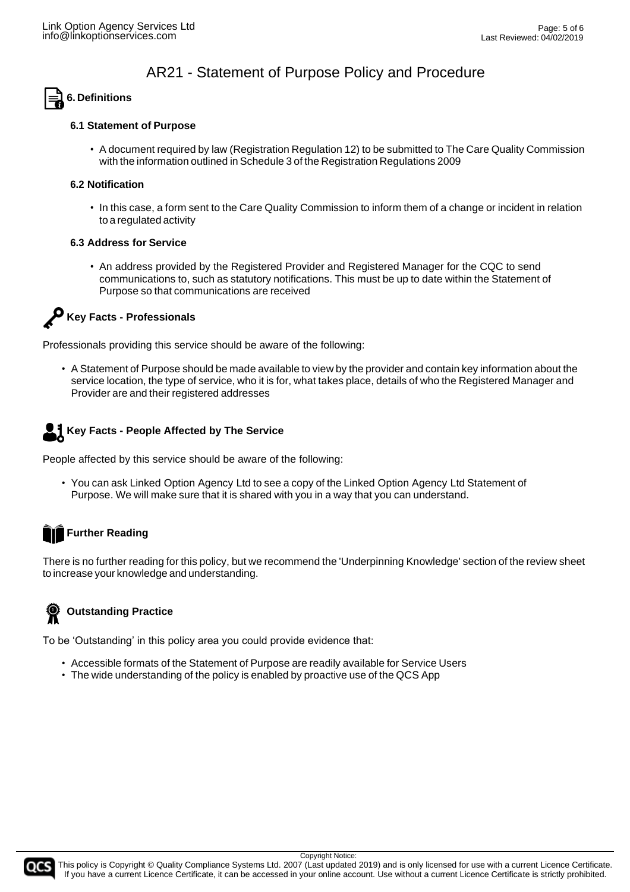# AR21 - Statement of Purpose Policy and Procedure

## 6. Definitions

### 6.1 Statement of Purpose

- A document required by law (Registration Regulation 12) to be submitted to The Care Quality Commission with the information outlined in Schedule 3 of the Registration Regulations 2009

### 6.2 Notification

- In this case, a form sent to the Care Quality Commission to inform them of a change or incident in relation to a regulated activity

### 6.3 Address for Service

- An address provided by the Registered Provider and Registered Manager for the CQC to send communications to, such as statutory notifications. This must be up to date within the Statement of Purpose so that communications are received

## Key Facts - Professionals

Professionals providing this service should be aware of the following:

- A Statement of Purpose should be made available to view by the provider and contain key information about the service location, the type of service, who it is for, what takes place, details of who the Registered Manager and Provider are and their registered addresses

## Key Facts - People Affected by The Service

People affected by this service should be aware of the following:

- You can ask Linked Option Agency Ltd to see a copy of the Linked Option Agency Ltd Statement of Purpose. We will make sure that it is shared with you in a way that you can understand.

## Further Reading

There is no further reading for this policy, but we recommend the 'Underpinning Knowledge' section of the review sheet to increase your knowledge and understanding.

## Outstanding Practice

To be 'Outstanding' in this policy area you could provide evidence that:

- Accessible formats of the Statement of Purpose are readily available for Service Users
- The wide understanding of the policy is enabled by proactive use of the QCS App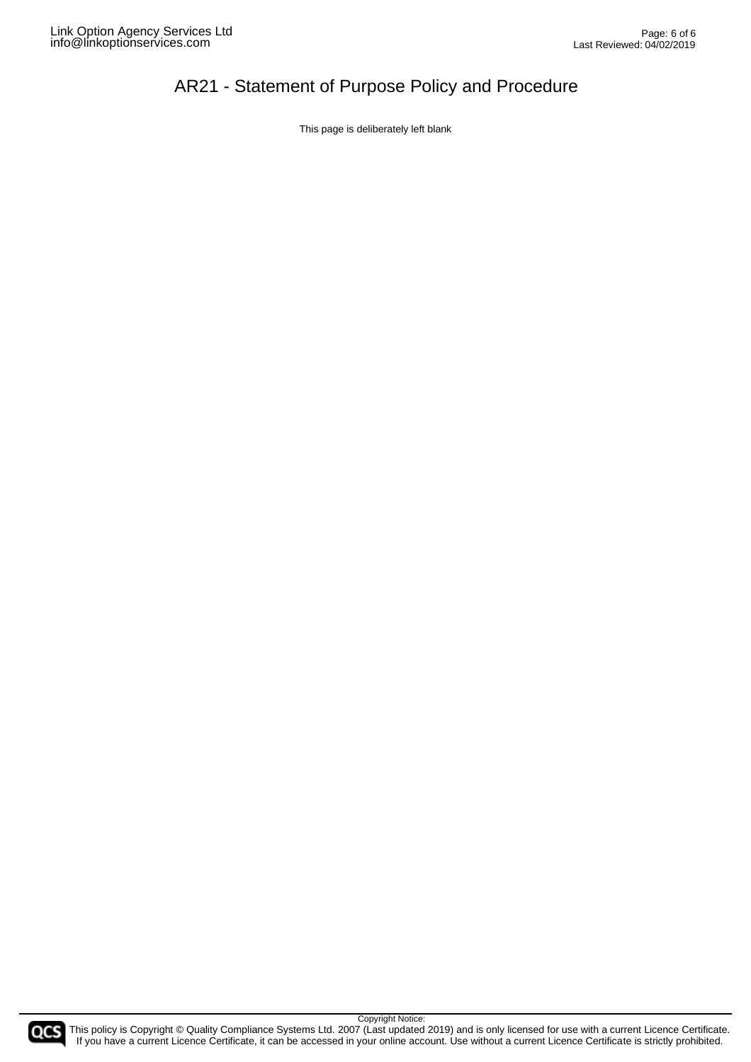# AR21 - Statement of Purpose Policy and Procedure

This page is deliberately left blank